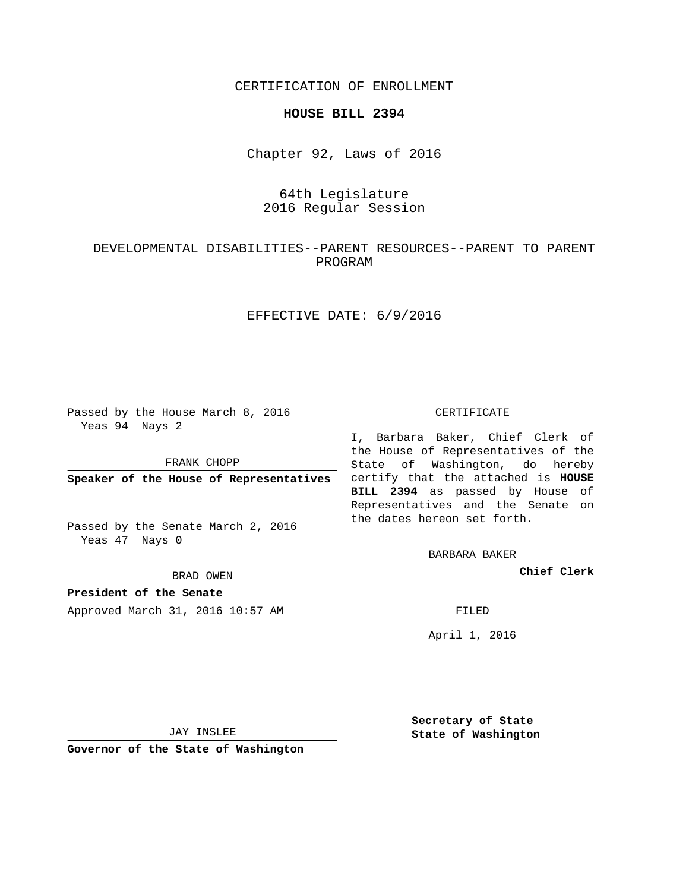CERTIFICATION OF ENROLLMENT

**HOUSE BILL 2394**

Chapter 92, Laws of 2016

64th Legislature
2016 Regular Session

DEVELOPMENTAL DISABILITIES--PARENT RESOURCES--PARENT TO PARENT PROGRAM

EFFECTIVE DATE: 6/9/2016

Passed by the House March 8, 2016
Yeas 94 Nays 2

FRANK CHOPP

**Speaker of the House of Representatives**

Passed by the Senate March 2, 2016
Yeas 47 Nays 0

BRAD OWEN

**President of the Senate**

Approved March 31, 2016 10:57 AM

JAY INSLEE

**Governor of the State of Washington**

CERTIFICATE

I, Barbara Baker, Chief Clerk of the House of Representatives of the State of Washington, do hereby certify that the attached is **HOUSE BILL 2394** as passed by House of Representatives and the Senate on the dates hereon set forth.

BARBARA BAKER

**Chief Clerk**

FILED

April 1, 2016

**Secretary of State**
**State of Washington**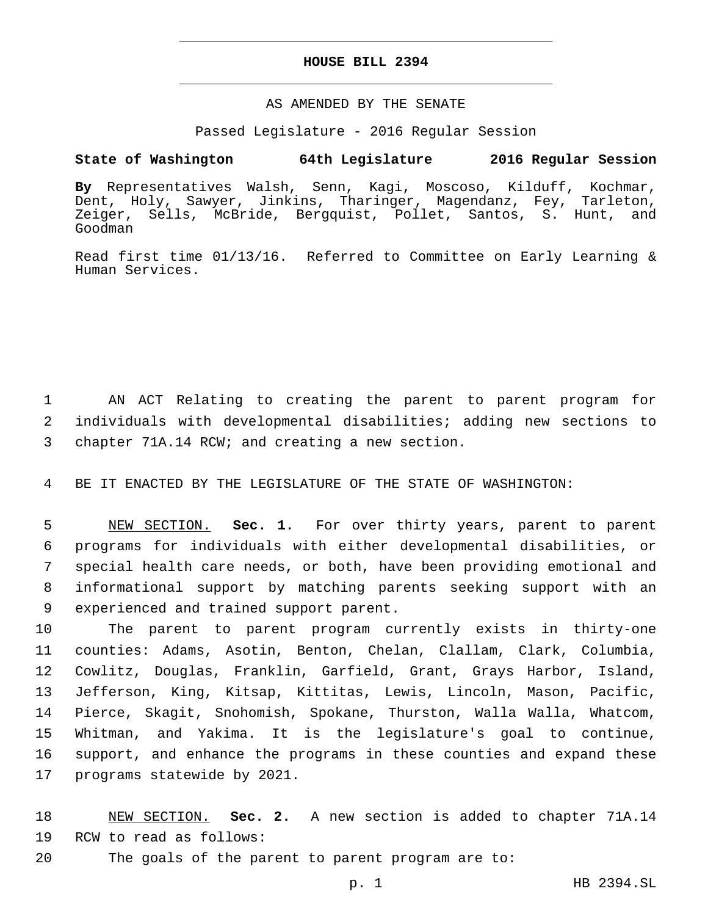# HOUSE BILL 2394

AS AMENDED BY THE SENATE

Passed Legislature - 2016 Regular Session

**State of Washington 64th Legislature 2016 Regular Session**

**By** Representatives Walsh, Senn, Kagi, Moscoso, Kilduff, Kochmar, Dent, Holy, Sawyer, Jinkins, Tharinger, Magendanz, Fey, Tarleton, Zeiger, Sells, McBride, Bergquist, Pollet, Santos, S. Hunt, and Goodman

Read first time 01/13/16. Referred to Committee on Early Learning & Human Services.

AN ACT Relating to creating the parent to parent program for individuals with developmental disabilities; adding new sections to chapter 71A.14 RCW; and creating a new section.

BE IT ENACTED BY THE LEGISLATURE OF THE STATE OF WASHINGTON:

NEW SECTION. **Sec. 1.** For over thirty years, parent to parent programs for individuals with either developmental disabilities, or special health care needs, or both, have been providing emotional and informational support by matching parents seeking support with an experienced and trained support parent.

The parent to parent program currently exists in thirty-one counties: Adams, Asotin, Benton, Chelan, Clallam, Clark, Columbia, Cowlitz, Douglas, Franklin, Garfield, Grant, Grays Harbor, Island, Jefferson, King, Kitsap, Kittitas, Lewis, Lincoln, Mason, Pacific, Pierce, Skagit, Snohomish, Spokane, Thurston, Walla Walla, Whatcom, Whitman, and Yakima. It is the legislature's goal to continue, support, and enhance the programs in these counties and expand these programs statewide by 2021.

NEW SECTION. **Sec. 2.** A new section is added to chapter 71A.14 RCW to read as follows:

The goals of the parent to parent program are to: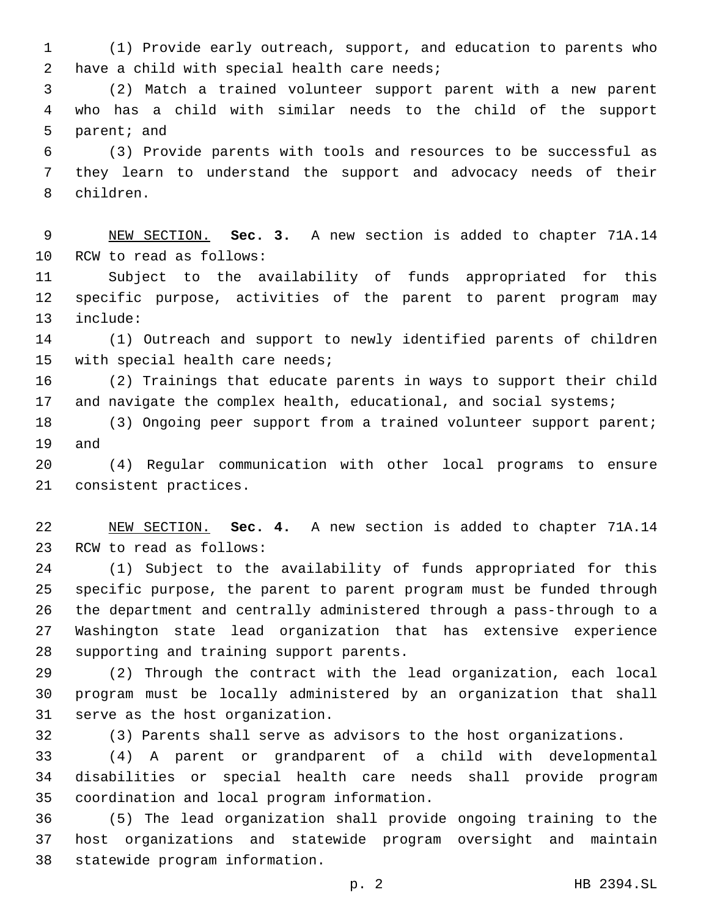(1) Provide early outreach, support, and education to parents who have a child with special health care needs;

(2) Match a trained volunteer support parent with a new parent who has a child with similar needs to the child of the support parent; and

(3) Provide parents with tools and resources to be successful as they learn to understand the support and advocacy needs of their children.

NEW SECTION. **Sec. 3.** A new section is added to chapter 71A.14 RCW to read as follows:

Subject to the availability of funds appropriated for this specific purpose, activities of the parent to parent program may include:

(1) Outreach and support to newly identified parents of children with special health care needs;

(2) Trainings that educate parents in ways to support their child and navigate the complex health, educational, and social systems;

(3) Ongoing peer support from a trained volunteer support parent; and

(4) Regular communication with other local programs to ensure consistent practices.

NEW SECTION. **Sec. 4.** A new section is added to chapter 71A.14 RCW to read as follows:

(1) Subject to the availability of funds appropriated for this specific purpose, the parent to parent program must be funded through the department and centrally administered through a pass-through to a Washington state lead organization that has extensive experience supporting and training support parents.

(2) Through the contract with the lead organization, each local program must be locally administered by an organization that shall serve as the host organization.

(3) Parents shall serve as advisors to the host organizations.

(4) A parent or grandparent of a child with developmental disabilities or special health care needs shall provide program coordination and local program information.

(5) The lead organization shall provide ongoing training to the host organizations and statewide program oversight and maintain statewide program information.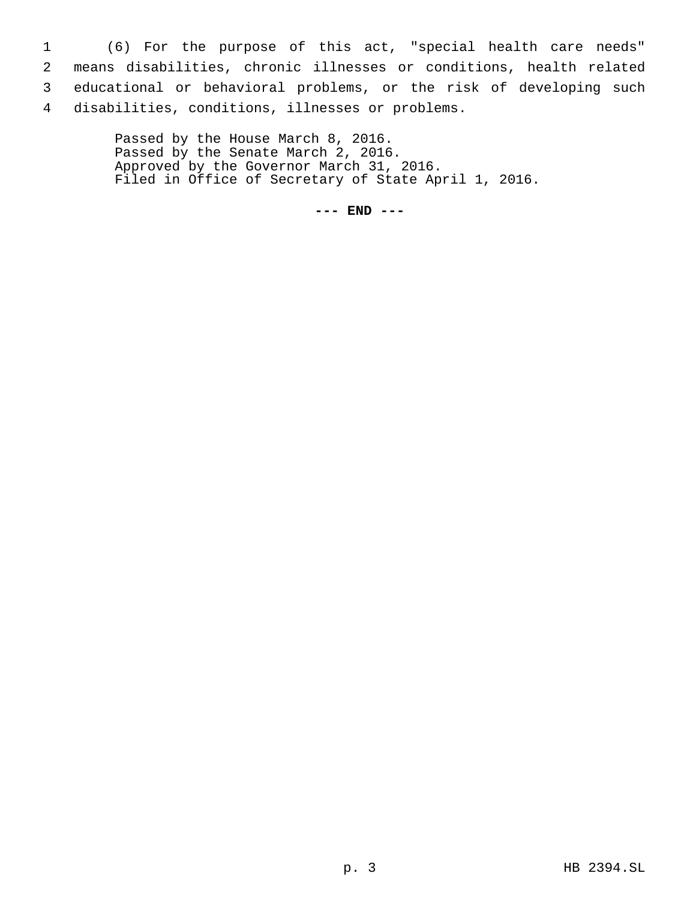(6) For the purpose of this act, "special health care needs" means disabilities, chronic illnesses or conditions, health related educational or behavioral problems, or the risk of developing such disabilities, conditions, illnesses or problems.

Passed by the House March 8, 2016.
Passed by the Senate March 2, 2016.
Approved by the Governor March 31, 2016.
Filed in Office of Secretary of State April 1, 2016.

**--- END ---**